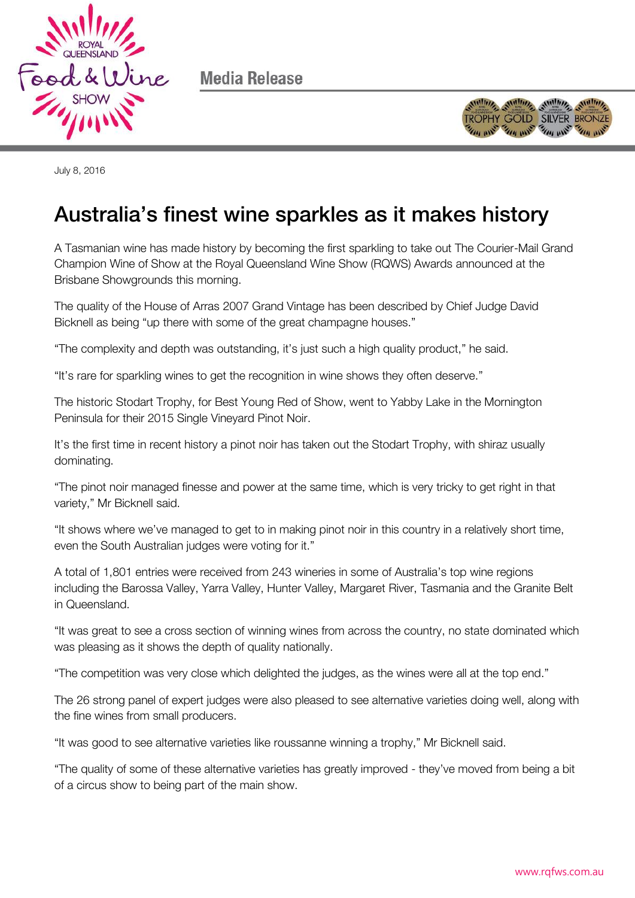Media Release

July 8, 2016

# Australia's finest wine sparkles as it makes history

A Tasmanian wine has made history by becoming the first sparkling to take out The Courier-Mail Grand Champion Wine of Show at the Royal Queensland Wine Show (RQWS) Awards announced at the Brisbane Showgrounds this morning.

The quality of the House of Arras 2007 Grand Vintage has been described by Chief Judge David Bicknell as being "up there with some of the great champagne houses."

"The complexity and depth was outstanding, it's just such a high quality product," he said.

"It's rare for sparkling wines to get the recognition in wine shows they often deserve."

The historic Stodart Trophy, for Best Young Red of Show, went to Yabby Lake in the Mornington Peninsula for their 2015 Single Vineyard Pinot Noir.

It's the first time in recent history a pinot noir has taken out the Stodart Trophy, with shiraz usually dominating.

"The pinot noir managed finesse and power at the same time, which is very tricky to get right in that variety," Mr Bicknell said.

"It shows where we've managed to get to in making pinot noir in this country in a relatively short time, even the South Australian judges were voting for it."

A total of 1,801 entries were received from 243 wineries in some of Australia's top wine regions including the Barossa Valley, Yarra Valley, Hunter Valley, Margaret River, Tasmania and the Granite Belt in Queensland.

"It was great to see a cross section of winning wines from across the country, no state dominated which was pleasing as it shows the depth of quality nationally.

"The competition was very close which delighted the judges, as the wines were all at the top end."

The 26 strong panel of expert judges were also pleased to see alternative varieties doing well, along with the fine wines from small producers.

"It was good to see alternative varieties like roussanne winning a trophy," Mr Bicknell said.

"The quality of some of these alternative varieties has greatly improved - they've moved from being a bit of a circus show to being part of the main show.

www.rqfws.com.au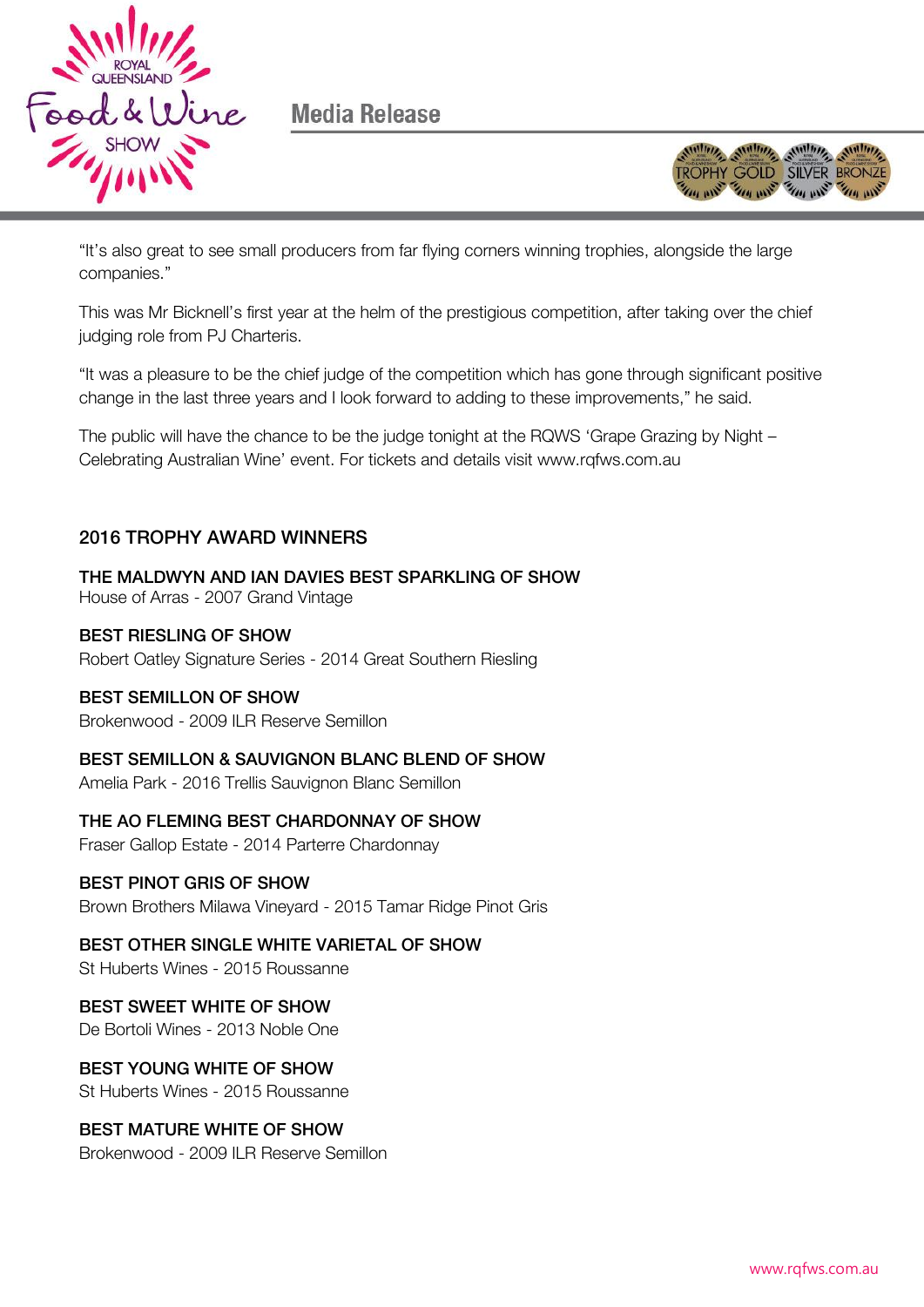"It's also great to see small producers from far flying corners winning trophies, alongside the large companies."

This was Mr Bicknell's first year at the helm of the prestigious competition, after taking over the chief judging role from PJ Charteris.

"It was a pleasure to be the chief judge of the competition which has gone through significant positive change in the last three years and I look forward to adding to these improvements," he said.

The public will have the chance to be the judge tonight at the RQWS 'Grape Grazing by Night – Celebrating Australian Wine' event. For tickets and details visit www.rqfws.com.au

## 2016 TROPHY AWARD WINNERS

**THE MALDWYN AND IAN DAVIES BEST SPARKLING OF SHOW**
House of Arras - 2007 Grand Vintage

**BEST RIESLING OF SHOW**
Robert Oatley Signature Series - 2014 Great Southern Riesling

**BEST SEMILLON OF SHOW**
Brokenwood - 2009 ILR Reserve Semillon

**BEST SEMILLON & SAUVIGNON BLANC BLEND OF SHOW**
Amelia Park - 2016 Trellis Sauvignon Blanc Semillon

**THE AO FLEMING BEST CHARDONNAY OF SHOW**
Fraser Gallop Estate - 2014 Parterre Chardonnay

**BEST PINOT GRIS OF SHOW**
Brown Brothers Milawa Vineyard - 2015 Tamar Ridge Pinot Gris

**BEST OTHER SINGLE WHITE VARIETAL OF SHOW**
St Huberts Wines - 2015 Roussanne

**BEST SWEET WHITE OF SHOW**
De Bortoli Wines - 2013 Noble One

**BEST YOUNG WHITE OF SHOW**
St Huberts Wines - 2015 Roussanne

**BEST MATURE WHITE OF SHOW**
Brokenwood - 2009 ILR Reserve Semillon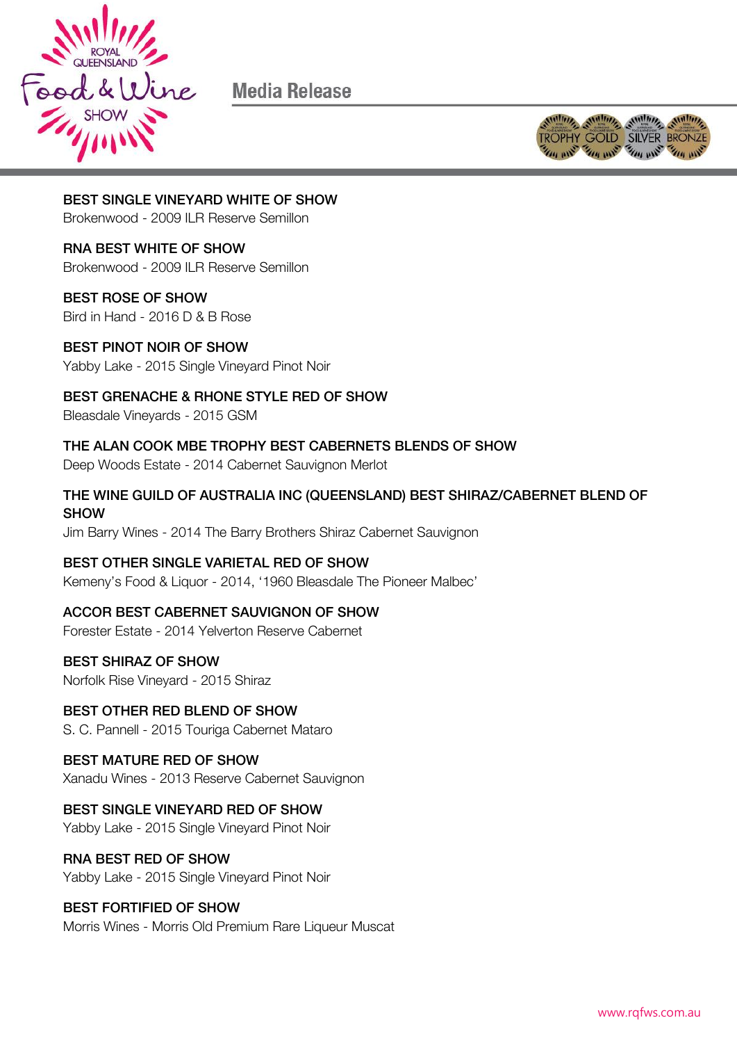**BEST SINGLE VINEYARD WHITE OF SHOW**
Brokenwood - 2009 ILR Reserve Semillon

**RNA BEST WHITE OF SHOW**
Brokenwood - 2009 ILR Reserve Semillon

**BEST ROSE OF SHOW**
Bird in Hand - 2016 D & B Rose

**BEST PINOT NOIR OF SHOW**
Yabby Lake - 2015 Single Vineyard Pinot Noir

**BEST GRENACHE & RHONE STYLE RED OF SHOW**
Bleasdale Vineyards - 2015 GSM

**THE ALAN COOK MBE TROPHY BEST CABERNETS BLENDS OF SHOW**
Deep Woods Estate - 2014 Cabernet Sauvignon Merlot

**THE WINE GUILD OF AUSTRALIA INC (QUEENSLAND) BEST SHIRAZ/CABERNET BLEND OF SHOW**
Jim Barry Wines - 2014 The Barry Brothers Shiraz Cabernet Sauvignon

**BEST OTHER SINGLE VARIETAL RED OF SHOW**
Kemeny's Food & Liquor - 2014, '1960 Bleasdale The Pioneer Malbec'

**ACCOR BEST CABERNET SAUVIGNON OF SHOW**
Forester Estate - 2014 Yelverton Reserve Cabernet

**BEST SHIRAZ OF SHOW**
Norfolk Rise Vineyard - 2015 Shiraz

**BEST OTHER RED BLEND OF SHOW**
S. C. Pannell - 2015 Touriga Cabernet Mataro

**BEST MATURE RED OF SHOW**
Xanadu Wines - 2013 Reserve Cabernet Sauvignon

**BEST SINGLE VINEYARD RED OF SHOW**
Yabby Lake - 2015 Single Vineyard Pinot Noir

**RNA BEST RED OF SHOW**
Yabby Lake - 2015 Single Vineyard Pinot Noir

**BEST FORTIFIED OF SHOW**
Morris Wines - Morris Old Premium Rare Liqueur Muscat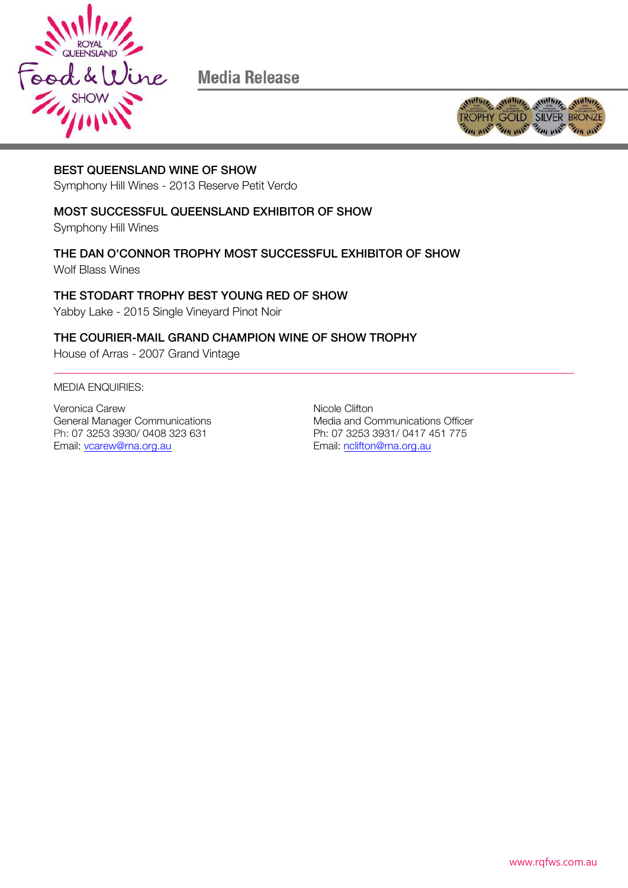### BEST QUEENSLAND WINE OF SHOW

Symphony Hill Wines - 2013 Reserve Petit Verdo

### MOST SUCCESSFUL QUEENSLAND EXHIBITOR OF SHOW

Symphony Hill Wines

### THE DAN O'CONNOR TROPHY MOST SUCCESSFUL EXHIBITOR OF SHOW

Wolf Blass Wines

### THE STODART TROPHY BEST YOUNG RED OF SHOW

Yabby Lake - 2015 Single Vineyard Pinot Noir

### THE COURIER-MAIL GRAND CHAMPION WINE OF SHOW TROPHY

House of Arras - 2007 Grand Vintage

---

MEDIA ENQUIRIES:

Veronica Carew
General Manager Communications
Ph: 07 3253 3930/ 0408 323 631
Email: vcarew@rna.org.au

Nicole Clifton
Media and Communications Officer
Ph: 07 3253 3931/ 0417 451 775
Email: nclifton@rna.org.au